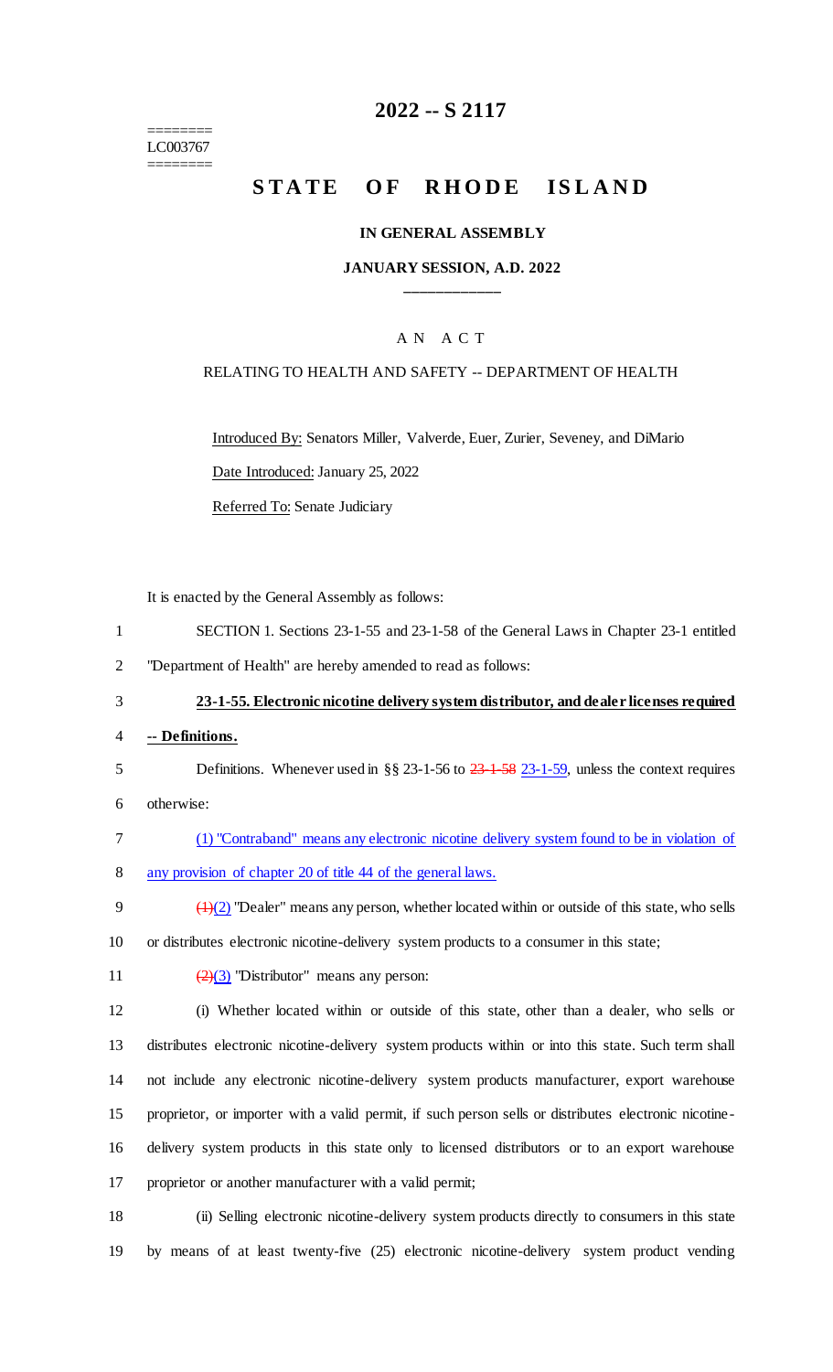# 2022 -- S 2117

========
LC003767
========

## STATE OF RHODE ISLAND

### IN GENERAL ASSEMBLY

### JANUARY SESSION, A.D. 2022

____________

A N A C T

RELATING TO HEALTH AND SAFETY -- DEPARTMENT OF HEALTH

Introduced By: Senators Miller, Valverde, Euer, Zurier, Seveney, and DiMario

Date Introduced: January 25, 2022

Referred To: Senate Judiciary

It is enacted by the General Assembly as follows:

1 SECTION 1. Sections 23-1-55 and 23-1-58 of the General Laws in Chapter 23-1 entitled
2 "Department of Health" are hereby amended to read as follows:

3 **23-1-55. Electronic nicotine delivery system distributor, and dealer licenses required**
4 **-- Definitions.**

5 Definitions. Whenever used in §§ 23-1-56 to ~~23-1-58~~ 23-1-59, unless the context requires
6 otherwise:

7 (1) "Contraband" means any electronic nicotine delivery system found to be in violation of
8 any provision of chapter 20 of title 44 of the general laws.

9 ~~(1)~~(2) "Dealer" means any person, whether located within or outside of this state, who sells
10 or distributes electronic nicotine-delivery system products to a consumer in this state;

11 ~~(2)~~(3) "Distributor" means any person:

12 (i) Whether located within or outside of this state, other than a dealer, who sells or
13 distributes electronic nicotine-delivery system products within or into this state. Such term shall
14 not include any electronic nicotine-delivery system products manufacturer, export warehouse
15 proprietor, or importer with a valid permit, if such person sells or distributes electronic nicotine-
16 delivery system products in this state only to licensed distributors or to an export warehouse
17 proprietor or another manufacturer with a valid permit;

18 (ii) Selling electronic nicotine-delivery system products directly to consumers in this state
19 by means of at least twenty-five (25) electronic nicotine-delivery system product vending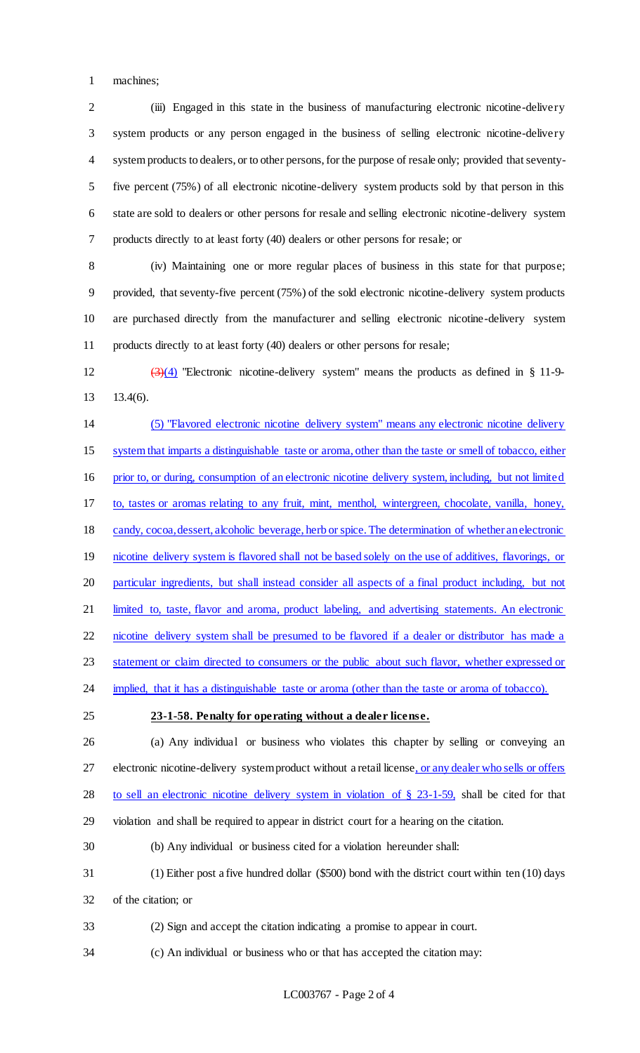machines;

(iii) Engaged in this state in the business of manufacturing electronic nicotine-delivery system products or any person engaged in the business of selling electronic nicotine-delivery system products to dealers, or to other persons, for the purpose of resale only; provided that seventy-five percent (75%) of all electronic nicotine-delivery system products sold by that person in this state are sold to dealers or other persons for resale and selling electronic nicotine-delivery system products directly to at least forty (40) dealers or other persons for resale; or

(iv) Maintaining one or more regular places of business in this state for that purpose; provided, that seventy-five percent (75%) of the sold electronic nicotine-delivery system products are purchased directly from the manufacturer and selling electronic nicotine-delivery system products directly to at least forty (40) dealers or other persons for resale;

~~(3)~~(4) "Electronic nicotine-delivery system" means the products as defined in § 11-9-13.4(6).

(5) "Flavored electronic nicotine delivery system" means any electronic nicotine delivery system that imparts a distinguishable taste or aroma, other than the taste or smell of tobacco, either prior to, or during, consumption of an electronic nicotine delivery system, including, but not limited to, tastes or aromas relating to any fruit, mint, menthol, wintergreen, chocolate, vanilla, honey, candy, cocoa, dessert, alcoholic beverage, herb or spice. The determination of whether an electronic nicotine delivery system is flavored shall not be based solely on the use of additives, flavorings, or particular ingredients, but shall instead consider all aspects of a final product including, but not limited to, taste, flavor and aroma, product labeling, and advertising statements. An electronic nicotine delivery system shall be presumed to be flavored if a dealer or distributor has made a statement or claim directed to consumers or the public about such flavor, whether expressed or implied, that it has a distinguishable taste or aroma (other than the taste or aroma of tobacco).

**23-1-58. Penalty for operating without a dealer license.**

(a) Any individual or business who violates this chapter by selling or conveying an electronic nicotine-delivery system product without a retail license, or any dealer who sells or offers to sell an electronic nicotine delivery system in violation of § 23-1-59, shall be cited for that violation and shall be required to appear in district court for a hearing on the citation.

(b) Any individual or business cited for a violation hereunder shall:

(1) Either post a five hundred dollar ($500) bond with the district court within ten (10) days of the citation; or

(2) Sign and accept the citation indicating a promise to appear in court.

(c) An individual or business who or that has accepted the citation may: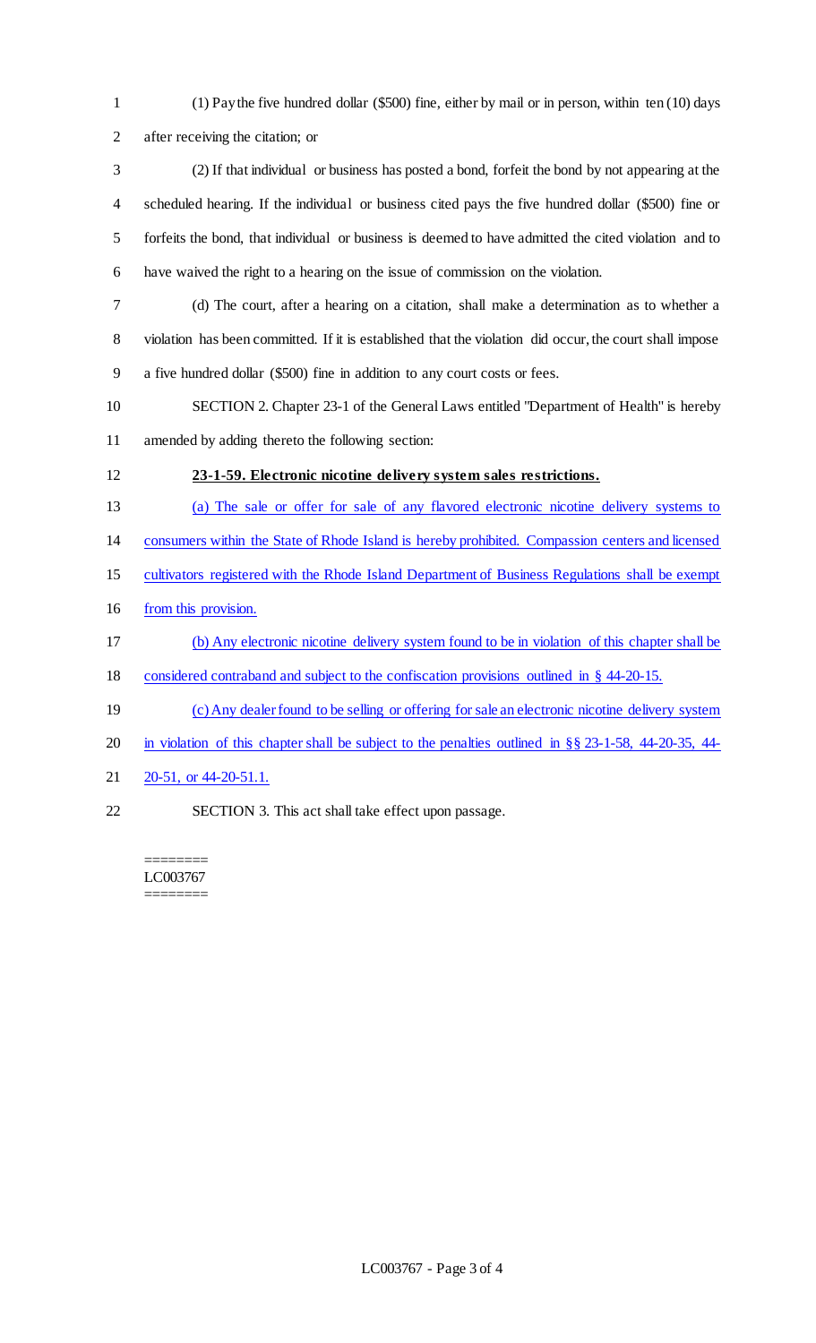(1) Pay the five hundred dollar ($500) fine, either by mail or in person, within ten (10) days after receiving the citation; or

(2) If that individual or business has posted a bond, forfeit the bond by not appearing at the scheduled hearing. If the individual or business cited pays the five hundred dollar ($500) fine or forfeits the bond, that individual or business is deemed to have admitted the cited violation and to have waived the right to a hearing on the issue of commission on the violation.

(d) The court, after a hearing on a citation, shall make a determination as to whether a violation has been committed. If it is established that the violation did occur, the court shall impose a five hundred dollar ($500) fine in addition to any court costs or fees.

SECTION 2. Chapter 23-1 of the General Laws entitled "Department of Health" is hereby amended by adding thereto the following section:

**23-1-59. Electronic nicotine delivery system sales restrictions.**

(a) The sale or offer for sale of any flavored electronic nicotine delivery systems to consumers within the State of Rhode Island is hereby prohibited. Compassion centers and licensed cultivators registered with the Rhode Island Department of Business Regulations shall be exempt from this provision.

(b) Any electronic nicotine delivery system found to be in violation of this chapter shall be considered contraband and subject to the confiscation provisions outlined in § 44-20-15.

(c) Any dealer found to be selling or offering for sale an electronic nicotine delivery system in violation of this chapter shall be subject to the penalties outlined in §§ 23-1-58, 44-20-35, 44-20-51, or 44-20-51.1.

SECTION 3. This act shall take effect upon passage.

========
LC003767
========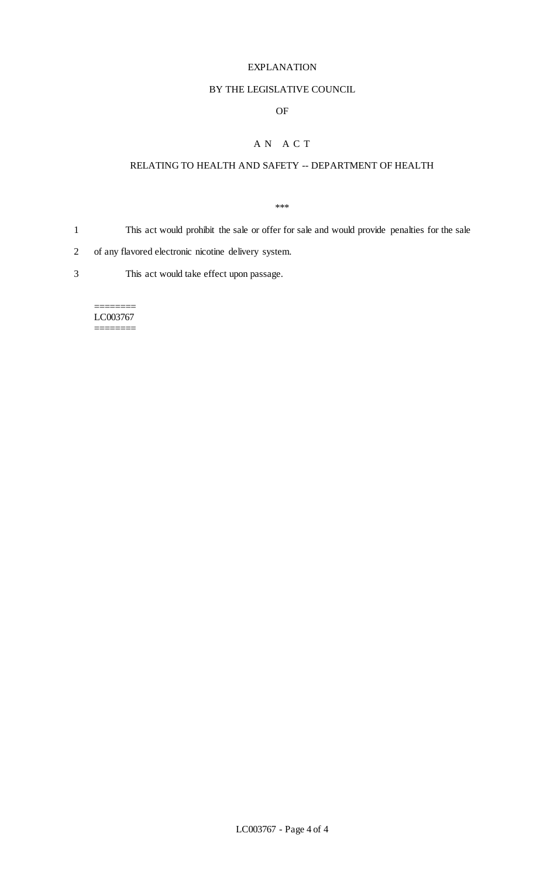EXPLANATION

BY THE LEGISLATIVE COUNCIL

OF

A N A C T

RELATING TO HEALTH AND SAFETY -- DEPARTMENT OF HEALTH

\*\*\*

1 This act would prohibit the sale or offer for sale and would provide penalties for the sale
2 of any flavored electronic nicotine delivery system.
3 This act would take effect upon passage.

========
LC003767
========